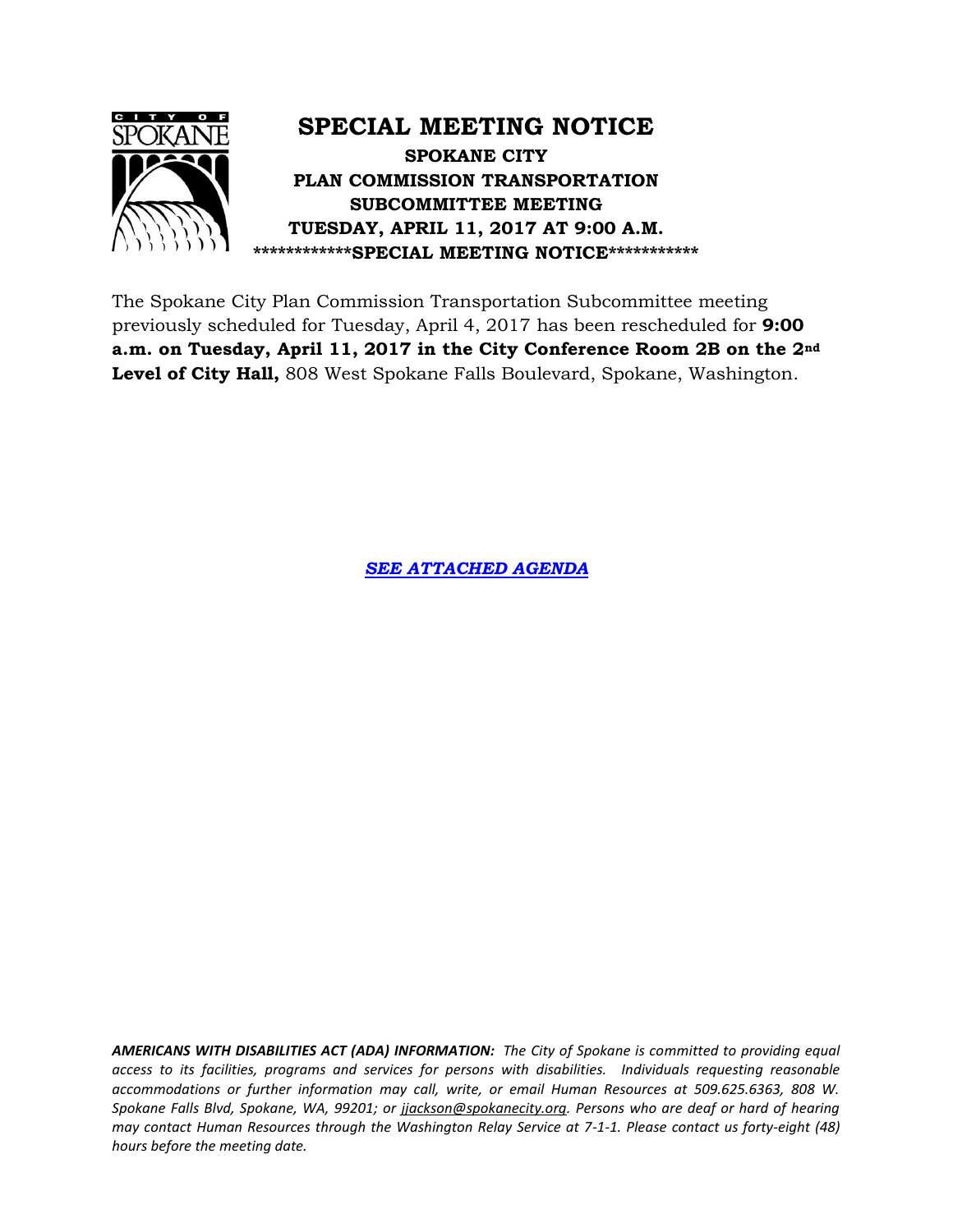# SPECIAL MEETING NOTICE

**SPOKANE CITY**
**PLAN COMMISSION TRANSPORTATION SUBCOMMITTEE MEETING**
**TUESDAY, APRIL 11, 2017 AT 9:00 A.M.**
**\*\*\*\*\*\*\*\*\*\*\*\*SPECIAL MEETING NOTICE\*\*\*\*\*\*\*\*\*\*\***

The Spokane City Plan Commission Transportation Subcommittee meeting previously scheduled for Tuesday, April 4, 2017 has been rescheduled for **9:00 a.m. on Tuesday, April 11, 2017 in the City Conference Room 2B on the 2nd Level of City Hall,** 808 West Spokane Falls Boulevard, Spokane, Washington.

***SEE ATTACHED AGENDA***

***AMERICANS WITH DISABILITIES ACT (ADA) INFORMATION:*** *The City of Spokane is committed to providing equal access to its facilities, programs and services for persons with disabilities. Individuals requesting reasonable accommodations or further information may call, write, or email Human Resources at 509.625.6363, 808 W. Spokane Falls Blvd, Spokane, WA, 99201; or jjackson@spokanecity.org. Persons who are deaf or hard of hearing may contact Human Resources through the Washington Relay Service at 7-1-1. Please contact us forty-eight (48) hours before the meeting date.*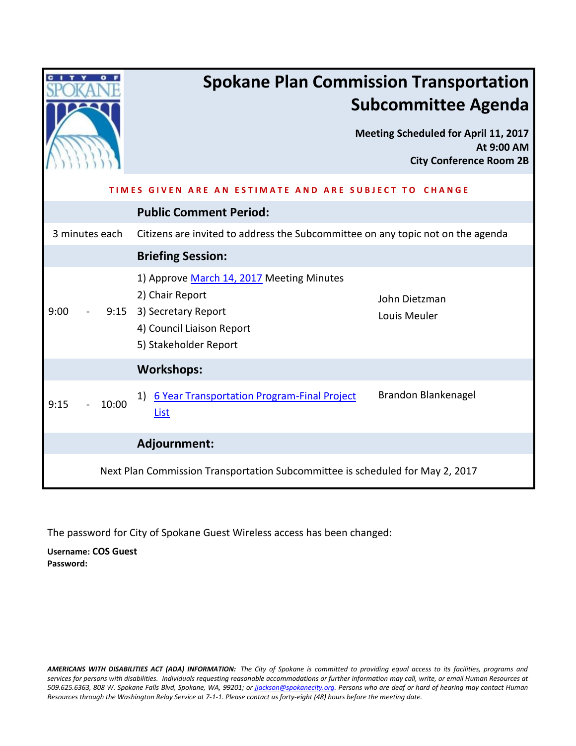# Spokane Plan Commission Transportation Subcommittee Agenda

**Meeting Scheduled for April 11, 2017**
**At 9:00 AM**
**City Conference Room 2B**

**TIMES GIVEN ARE AN ESTIMATE AND ARE SUBJECT TO CHANGE**

| | | |
|---|---|---|
| | **Public Comment Period:** | |
| 3 minutes each | Citizens are invited to address the Subcommittee on any topic not on the agenda | |
| | **Briefing Session:** | |
| 9:00 - 9:15 | 1) Approve March 14, 2017 Meeting Minutes<br>2) Chair Report<br>3) Secretary Report<br>4) Council Liaison Report<br>5) Stakeholder Report | John Dietzman<br>Louis Meuler |
| | **Workshops:** | |
| 9:15 - 10:00 | 1) 6 Year Transportation Program-Final Project List | Brandon Blankenagel |
| | **Adjournment:** | |
| Next Plan Commission Transportation Subcommittee is scheduled for May 2, 2017 | | |

The password for City of Spokane Guest Wireless access has been changed:

**Username: COS Guest**
**Password:**

***AMERICANS WITH DISABILITIES ACT (ADA) INFORMATION:*** *The City of Spokane is committed to providing equal access to its facilities, programs and services for persons with disabilities. Individuals requesting reasonable accommodations or further information may call, write, or email Human Resources at 509.625.6363, 808 W. Spokane Falls Blvd, Spokane, WA, 99201; or jjackson@spokanecity.org. Persons who are deaf or hard of hearing may contact Human Resources through the Washington Relay Service at 7-1-1. Please contact us forty-eight (48) hours before the meeting date.*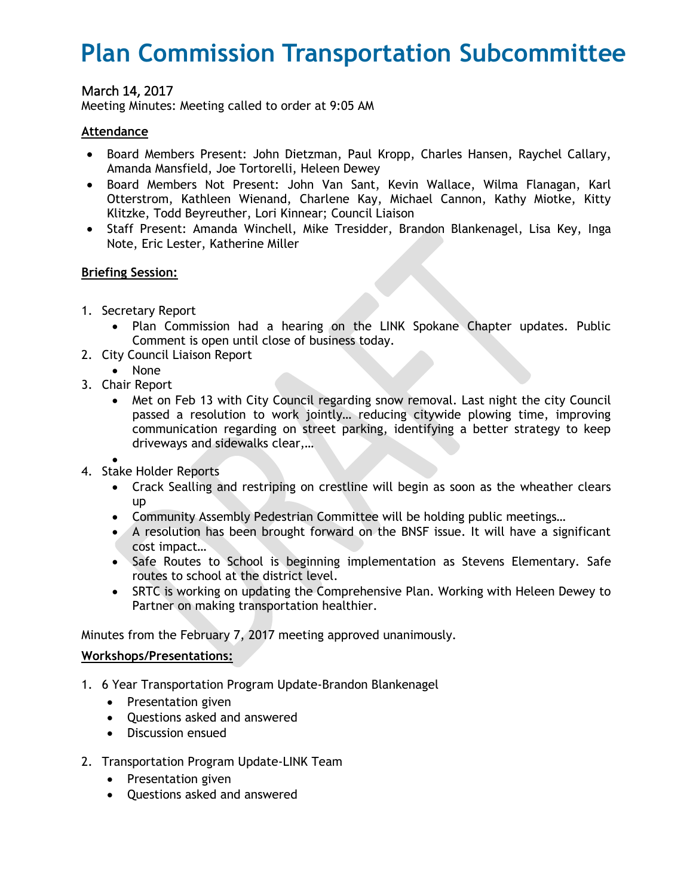# Plan Commission Transportation Subcommittee

March 14, 2017

Meeting Minutes: Meeting called to order at 9:05 AM

**Attendance**

- Board Members Present: John Dietzman, Paul Kropp, Charles Hansen, Raychel Callary, Amanda Mansfield, Joe Tortorelli, Heleen Dewey
- Board Members Not Present: John Van Sant, Kevin Wallace, Wilma Flanagan, Karl Otterstrom, Kathleen Wienand, Charlene Kay, Michael Cannon, Kathy Miotke, Kitty Klitzke, Todd Beyreuther, Lori Kinnear; Council Liaison
- Staff Present: Amanda Winchell, Mike Tresidder, Brandon Blankenagel, Lisa Key, Inga Note, Eric Lester, Katherine Miller

**Briefing Session:**

1. Secretary Report
   - Plan Commission had a hearing on the LINK Spokane Chapter updates. Public Comment is open until close of business today.
2. City Council Liaison Report
   - None
3. Chair Report
   - Met on Feb 13 with City Council regarding snow removal. Last night the city Council passed a resolution to work jointly… reducing citywide plowing time, improving communication regarding on street parking, identifying a better strategy to keep driveways and sidewalks clear,…
   -
4. Stake Holder Reports
   - Crack Sealling and restriping on crestline will begin as soon as the wheather clears up
   - Community Assembly Pedestrian Committee will be holding public meetings…
   - A resolution has been brought forward on the BNSF issue. It will have a significant cost impact…
   - Safe Routes to School is beginning implementation as Stevens Elementary. Safe routes to school at the district level.
   - SRTC is working on updating the Comprehensive Plan. Working with Heleen Dewey to Partner on making transportation healthier.

Minutes from the February 7, 2017 meeting approved unanimously.

**Workshops/Presentations:**

1. 6 Year Transportation Program Update-Brandon Blankenagel
   - Presentation given
   - Questions asked and answered
   - Discussion ensued
2. Transportation Program Update-LINK Team
   - Presentation given
   - Questions asked and answered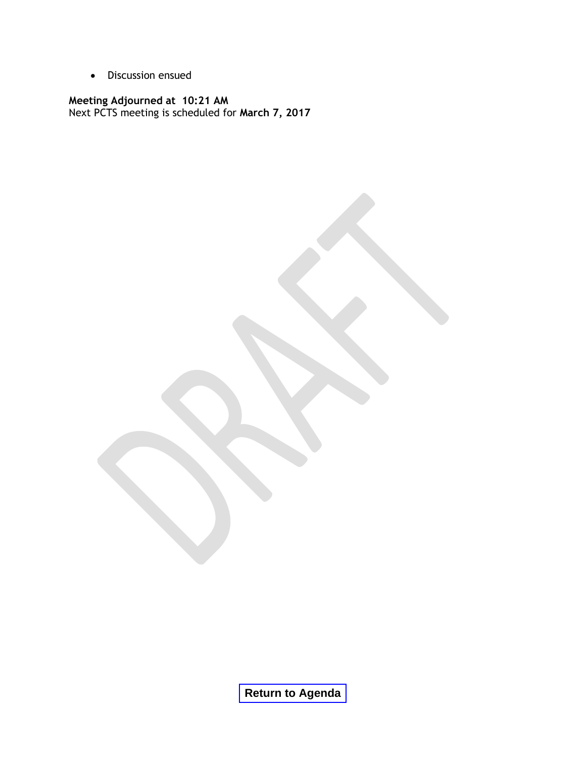- Discussion ensued

**Meeting Adjourned at 10:21 AM**
Next PCTS meeting is scheduled for **March 7, 2017**

Return to Agenda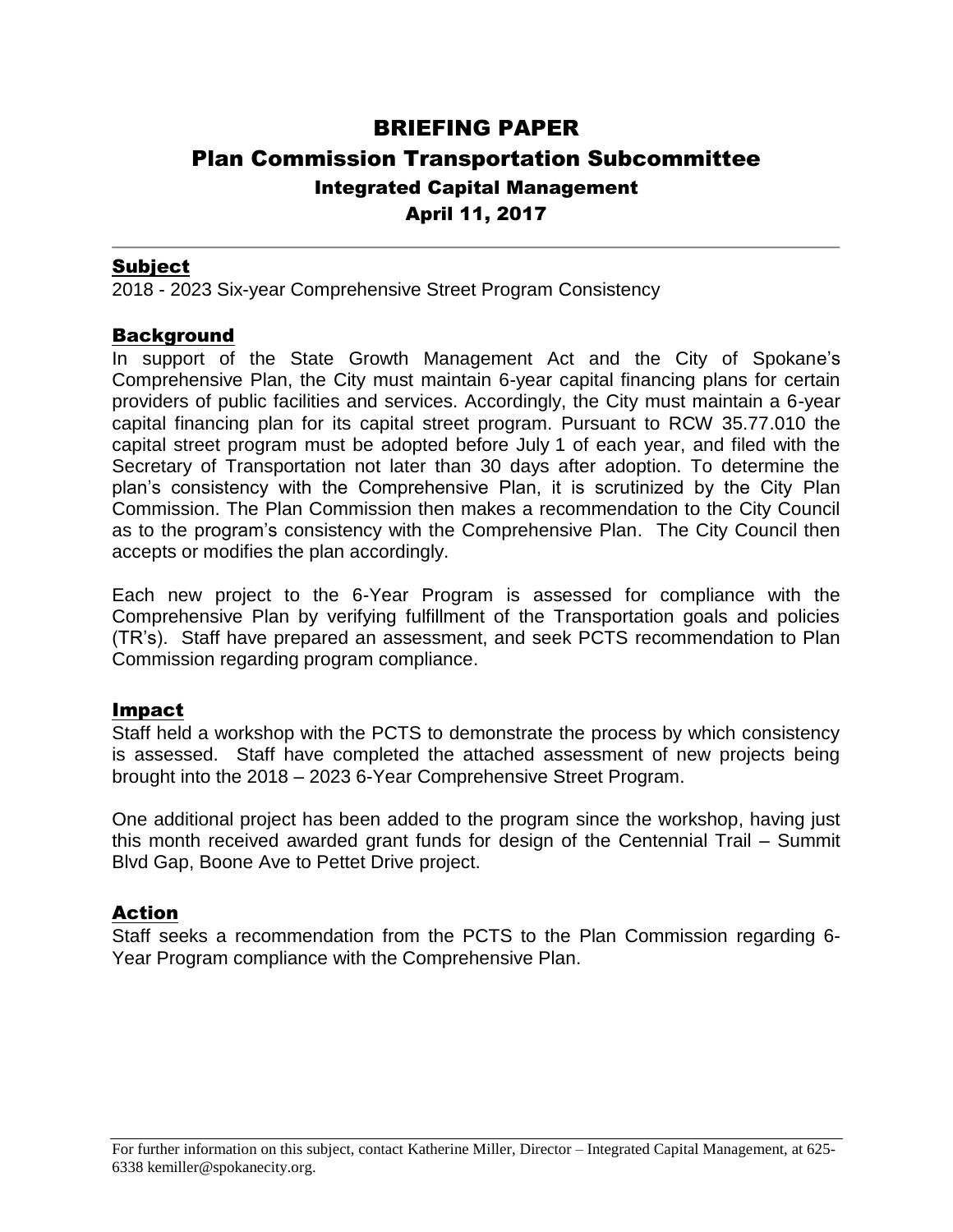# BRIEFING PAPER

## Plan Commission Transportation Subcommittee

### Integrated Capital Management

### April 11, 2017

---

## Subject

2018 - 2023 Six-year Comprehensive Street Program Consistency

## Background

In support of the State Growth Management Act and the City of Spokane's Comprehensive Plan, the City must maintain 6-year capital financing plans for certain providers of public facilities and services. Accordingly, the City must maintain a 6-year capital financing plan for its capital street program. Pursuant to RCW 35.77.010 the capital street program must be adopted before July 1 of each year, and filed with the Secretary of Transportation not later than 30 days after adoption. To determine the plan's consistency with the Comprehensive Plan, it is scrutinized by the City Plan Commission. The Plan Commission then makes a recommendation to the City Council as to the program's consistency with the Comprehensive Plan. The City Council then accepts or modifies the plan accordingly.

Each new project to the 6-Year Program is assessed for compliance with the Comprehensive Plan by verifying fulfillment of the Transportation goals and policies (TR's). Staff have prepared an assessment, and seek PCTS recommendation to Plan Commission regarding program compliance.

## Impact

Staff held a workshop with the PCTS to demonstrate the process by which consistency is assessed. Staff have completed the attached assessment of new projects being brought into the 2018 – 2023 6-Year Comprehensive Street Program.

One additional project has been added to the program since the workshop, having just this month received awarded grant funds for design of the Centennial Trail – Summit Blvd Gap, Boone Ave to Pettet Drive project.

## Action

Staff seeks a recommendation from the PCTS to the Plan Commission regarding 6-Year Program compliance with the Comprehensive Plan.

For further information on this subject, contact Katherine Miller, Director – Integrated Capital Management, at 625-6338 kemiller@spokanecity.org.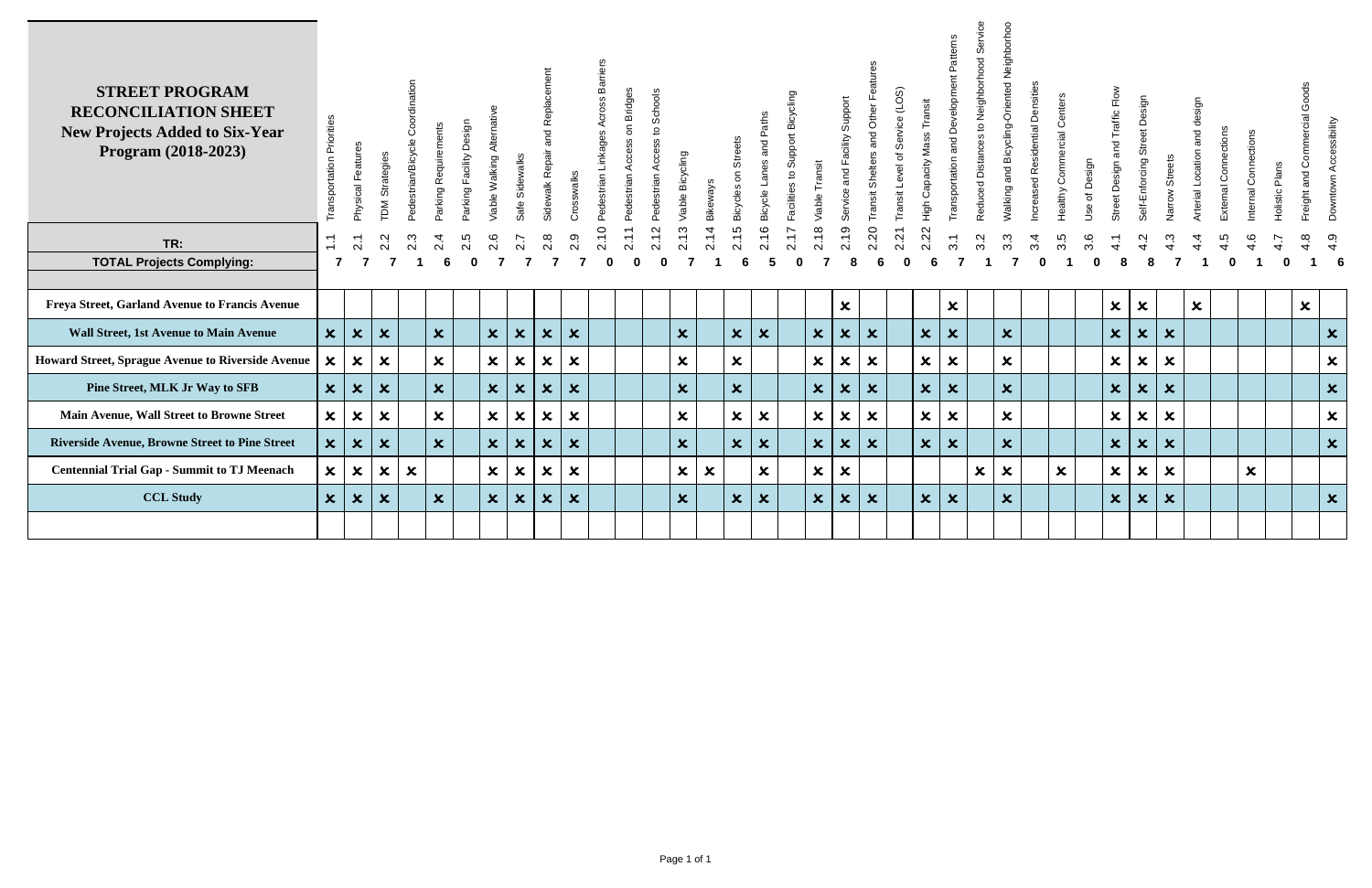# STREET PROGRAM RECONCILIATION SHEET
## New Projects Added to Six-Year Program (2018-2023)

| | Transportation Priorities | Physical Features | TDM Strategies | Pedestrian/Bicycle Coordination | Parking Requirements | Parking Facility Design | Viable Walking Alternative | Safe Sidewalks | Sidewalk Repair and Replacement | Crosswalks | Pedestrian Linkages Across Barriers | Pedestrian Access on Bridges | Pedestrian Access to Schools | Viable Bicycling | Bikeways | Bicycles on Streets | Bicycle Lanes and Paths | Facilities to Support Bicycling | Viable Transit | Service and Facility Support | Transit Shelters and Other Features | Transit Level of Service (LOS) | High Capacity Mass Transit | Transportation and Development Patterns | Reduced Distances to Neighborhood Service | Walking and Bicycling-Oriented Neighborhoo | Increased Residential Densities | Healthy Commercial Centers | Use of Design | Street Design and Traffic Flow | Self-Enforcing Street Design | Narrow Streets | Arterial Location and design | External Connections | Internal Connections | Holistic Plans | Freight and Commercial Goods | Downtown Accessibility |
|---|---|---|---|---|---|---|---|---|---|---|---|---|---|---|---|---|---|---|---|---|---|---|---|---|---|---|---|---|---|---|---|---|---|---|---|---|---|---|
| **TR:** | 1.1 | 2.1 | 2.2 | 2.3 | 2.4 | 2.5 | 2.6 | 2.7 | 2.8 | 2.9 | 2.10 | 2.11 | 2.12 | 2.13 | 2.14 | 2.15 | 2.16 | 2.17 | 2.18 | 2.19 | 2.20 | 2.21 | 2.22 | 3.1 | 3.2 | 3.3 | 3.4 | 3.5 | 3.6 | 4.1 | 4.2 | 4.3 | 4.4 | 4.5 | 4.6 | 4.7 | 4.8 | 4.9 |
| **TOTAL Projects Complying:** | 7 | 7 | 7 | 1 | 6 | 0 | 7 | 7 | 7 | 7 | 0 | 0 | 0 | 7 | 1 | 6 | 5 | 0 | 7 | 8 | 6 | 0 | 6 | 7 | 1 | 7 | 0 | 1 | 0 | 8 | 8 | 7 | 1 | 0 | 1 | 0 | 1 | 6 |
| **Freya Street, Garland Avenue to Francis Avenue** | | | | | | | | | | | | | | | | | | | | ✖ | | | | ✖ | | | | | | ✖ | ✖ | | ✖ | | | | ✖ | |
| **Wall Street, 1st Avenue to Main Avenue** | ✖ | ✖ | ✖ | | ✖ | | ✖ | ✖ | ✖ | ✖ | | | | ✖ | | ✖ | ✖ | | ✖ | ✖ | ✖ | | ✖ | ✖ | | ✖ | | | | ✖ | ✖ | ✖ | | | | | | ✖ |
| **Howard Street, Sprague Avenue to Riverside Avenue** | ✖ | ✖ | ✖ | | ✖ | | ✖ | ✖ | ✖ | ✖ | | | | ✖ | | ✖ | | | ✖ | ✖ | ✖ | | ✖ | ✖ | | ✖ | | | | ✖ | ✖ | ✖ | | | | | | ✖ |
| **Pine Street, MLK Jr Way to SFB** | ✖ | ✖ | ✖ | | ✖ | | ✖ | ✖ | ✖ | ✖ | | | | ✖ | | ✖ | | | ✖ | ✖ | ✖ | | ✖ | ✖ | | ✖ | | | | ✖ | ✖ | ✖ | | | | | | ✖ |
| **Main Avenue, Wall Street to Browne Street** | ✖ | ✖ | ✖ | | ✖ | | ✖ | ✖ | ✖ | ✖ | | | | ✖ | | ✖ | ✖ | | ✖ | ✖ | ✖ | | ✖ | ✖ | | ✖ | | | | ✖ | ✖ | ✖ | | | | | | ✖ |
| **Riverside Avenue, Browne Street to Pine Street** | ✖ | ✖ | ✖ | | ✖ | | ✖ | ✖ | ✖ | ✖ | | | | ✖ | | ✖ | ✖ | | ✖ | ✖ | ✖ | | ✖ | ✖ | | ✖ | | | | ✖ | ✖ | ✖ | | | | | | ✖ |
| **Centennial Trial Gap - Summit to TJ Meenach** | ✖ | ✖ | ✖ | ✖ | | | ✖ | ✖ | ✖ | ✖ | | | | ✖ | ✖ | | ✖ | | ✖ | ✖ | | | | | ✖ | ✖ | | ✖ | | ✖ | ✖ | ✖ | | | ✖ | | | |
| **CCL Study** | ✖ | ✖ | ✖ | | ✖ | | ✖ | ✖ | ✖ | ✖ | | | | ✖ | | ✖ | ✖ | | ✖ | ✖ | ✖ | | ✖ | ✖ | | ✖ | | | | ✖ | ✖ | ✖ | | | | | | ✖ |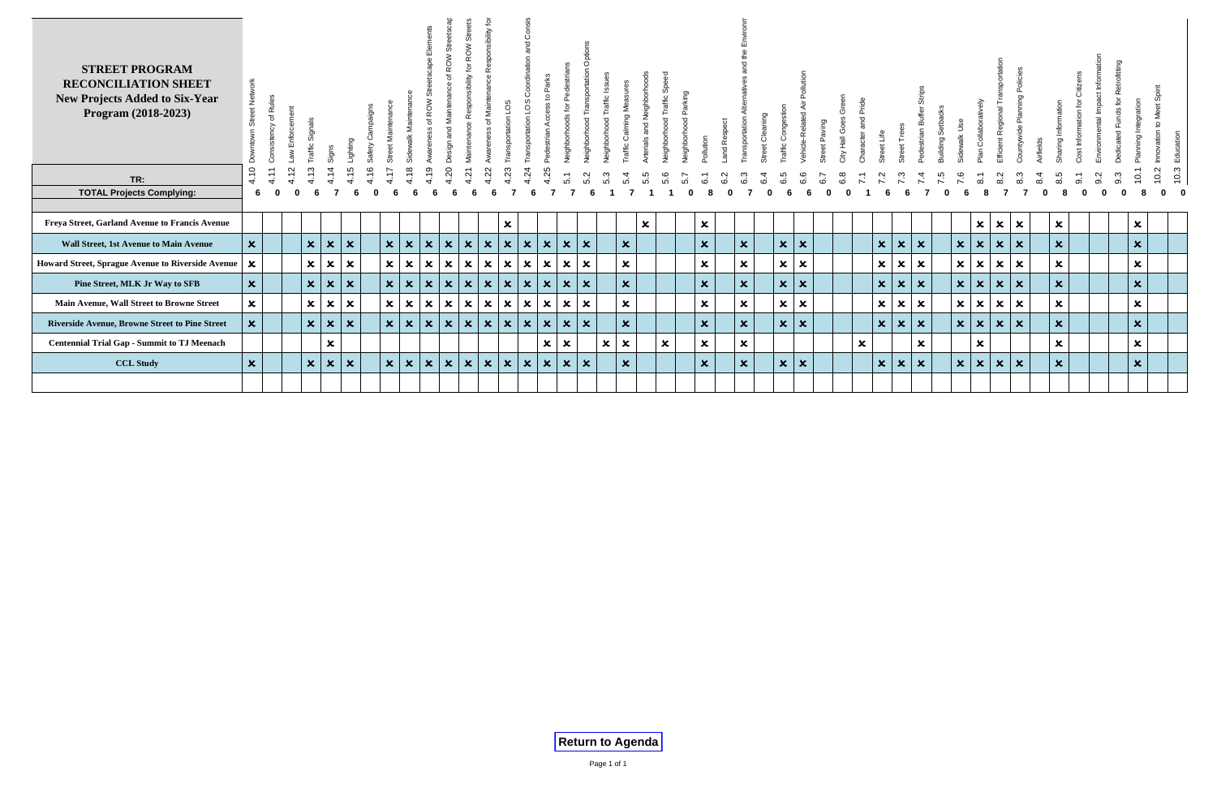# STREET PROGRAM RECONCILIATION SHEET

## New Projects Added to Six-Year Program (2018-2023)

| TR: | 4.10 Downtown Street Network | 4.11 Consistency of Rules | 4.12 Law Enforcement | 4.13 Traffic Signals | 4.14 Signs | 4.15 Lighting | 4.16 Safety Campaigns | 4.17 Street Maintenance | 4.18 Sidewalk Maintenance | 4.19 Awareness of ROW Streetscape Elements | 4.20 Design and Maintenance of ROW Streetscap | 4.21 Maintenance Responsibility for ROW Streets | 4.22 Awareness of Maintenance Responsibility for | 4.23 Transportation LOS | 4.24 Transportation LOS Coordination and Consis | 4.25 Pedestrian Access to Parks | 5.1 Neighborhoods for Pedestrians | 5.2 Neighborhood Transportation Options | 5.3 Neighborhood Traffic Issues | 5.4 Traffic Calming Measures | 5.5 Arterials and Neighborhoods | 5.6 Neighborhood Traffic Speed | 5.7 Neighborhood Parking | 6.1 Pollution | 6.2 Land Respect | 6.3 Transportation Alternatives and the Environmer | 6.4 Street Cleaning | 6.5 Traffic Congestion | 6.6 Vehicle-Related Air Pollution | 6.7 Street Paving | 6.8 City Hall Goes Green | 7.1 Character and Pride | 7.2 Street Life | 7.3 Street Trees | 7.4 Pedestrian Buffer Strips | 7.5 Building Setbacks | 7.6 Sidewalk Use | 8.1 Plan Collaboratively | 8.2 Efficient Regional Transportation | 8.3 Countywide Planning Policies | 8.4 Airfields | 8.5 Sharing Information | 9.1 Cost Information for Citizens | 9.2 Environmental Impact Information | 9.3 Dedicated Funds for Retrofitting | 10.1 Planning Integration | 10.2 Innovation to Meet Spirit | 10.3 Education |
|---|---|---|---|---|---|---|---|---|---|---|---|---|---|---|---|---|---|---|---|---|---|---|---|---|---|---|---|---|---|---|---|---|---|---|---|---|---|---|---|---|---|---|---|---|---|---|---|---|
| **TOTAL Projects Complying:** | 6 | 0 | 0 | 6 | 7 | 6 | 0 | 6 | 6 | 6 | 6 | 6 | 6 | 7 | 6 | 7 | 7 | 6 | 1 | 7 | 1 | 1 | 0 | 8 | 0 | 7 | 0 | 6 | 6 | 0 | 0 | 1 | 6 | 6 | 7 | 0 | 6 | 8 | 7 | 7 | 0 | 8 | 0 | 0 | 0 | 8 | 0 | 0 |
| **Freya Street, Garland Avenue to Francis Avenue** | | | | | | | | | | | | | | x | | | | | | | x | | | x | | | | | | | | | | | | | | x | x | x | | x | | | | x | | |
| **Wall Street, 1st Avenue to Main Avenue** | x | | | x | x | x | | x | x | x | x | x | x | x | x | x | x | x | | x | | | | x | | x | | x | x | | | | x | x | x | | x | x | x | x | | x | | | | x | | |
| **Howard Street, Sprague Avenue to Riverside Avenue** | x | | | x | x | x | | x | x | x | x | x | x | x | x | x | x | x | | x | | | | x | | x | | x | x | | | | x | x | x | | x | x | x | x | | x | | | | x | | |
| **Pine Street, MLK Jr Way to SFB** | x | | | x | x | x | | x | x | x | x | x | x | x | x | x | x | x | | x | | | | x | | x | | x | x | | | | x | x | x | | x | x | x | x | | x | | | | x | | |
| **Main Avenue, Wall Street to Browne Street** | x | | | x | x | x | | x | x | x | x | x | x | x | x | x | x | x | | x | | | | x | | x | | x | x | | | | x | x | x | | x | x | x | x | | x | | | | x | | |
| **Riverside Avenue, Browne Street to Pine Street** | x | | | x | x | x | | x | x | x | x | x | x | x | x | x | x | x | | x | | | | x | | x | | x | x | | | | x | x | x | | x | x | x | x | | x | | | | x | | |
| **Centennial Trial Gap - Summit to TJ Meenach** | | | | | x | | | | | | | | | | | x | x | | x | x | | x | | x | | x | | | | | | x | | | x | | | x | | | | x | | | | x | | |
| **CCL Study** | x | | | x | x | x | | x | x | x | x | x | x | x | x | x | x | x | | x | | | | x | | x | | x | x | | | | x | x | x | | x | x | x | x | | x | | | | x | | |

Return to Agenda